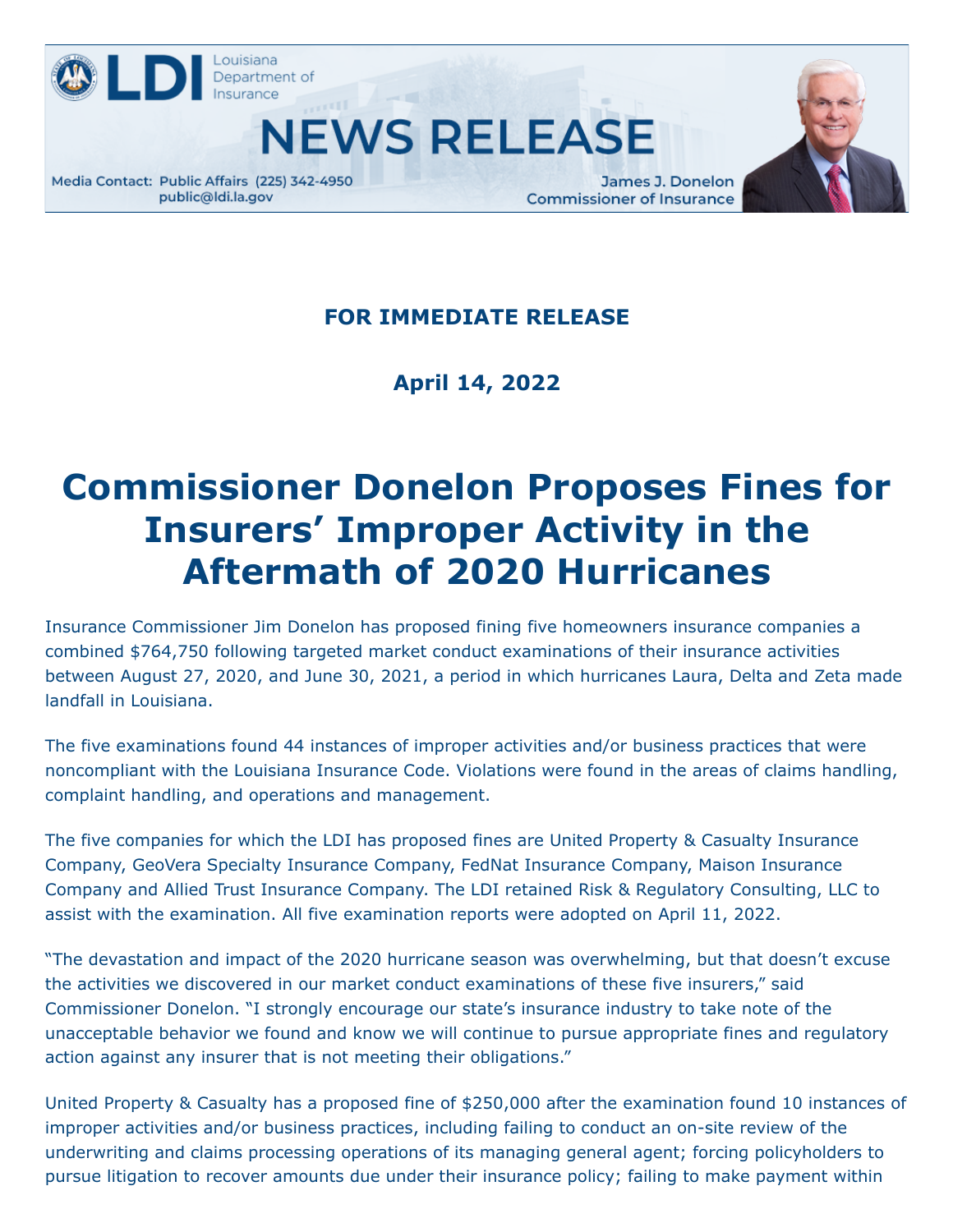Louisiana Department of Insurance

# NEWS RELEASE

Media Contact: Public Affairs (225) 342-4950
public@ldi.la.gov

James J. Donelon
Commissioner of Insurance

**FOR IMMEDIATE RELEASE**

**April 14, 2022**

# Commissioner Donelon Proposes Fines for Insurers' Improper Activity in the Aftermath of 2020 Hurricanes

Insurance Commissioner Jim Donelon has proposed fining five homeowners insurance companies a combined $764,750 following targeted market conduct examinations of their insurance activities between August 27, 2020, and June 30, 2021, a period in which hurricanes Laura, Delta and Zeta made landfall in Louisiana.

The five examinations found 44 instances of improper activities and/or business practices that were noncompliant with the Louisiana Insurance Code. Violations were found in the areas of claims handling, complaint handling, and operations and management.

The five companies for which the LDI has proposed fines are United Property & Casualty Insurance Company, GeoVera Specialty Insurance Company, FedNat Insurance Company, Maison Insurance Company and Allied Trust Insurance Company. The LDI retained Risk & Regulatory Consulting, LLC to assist with the examination. All five examination reports were adopted on April 11, 2022.

"The devastation and impact of the 2020 hurricane season was overwhelming, but that doesn't excuse the activities we discovered in our market conduct examinations of these five insurers," said Commissioner Donelon. "I strongly encourage our state's insurance industry to take note of the unacceptable behavior we found and know we will continue to pursue appropriate fines and regulatory action against any insurer that is not meeting their obligations."

United Property & Casualty has a proposed fine of $250,000 after the examination found 10 instances of improper activities and/or business practices, including failing to conduct an on-site review of the underwriting and claims processing operations of its managing general agent; forcing policyholders to pursue litigation to recover amounts due under their insurance policy; failing to make payment within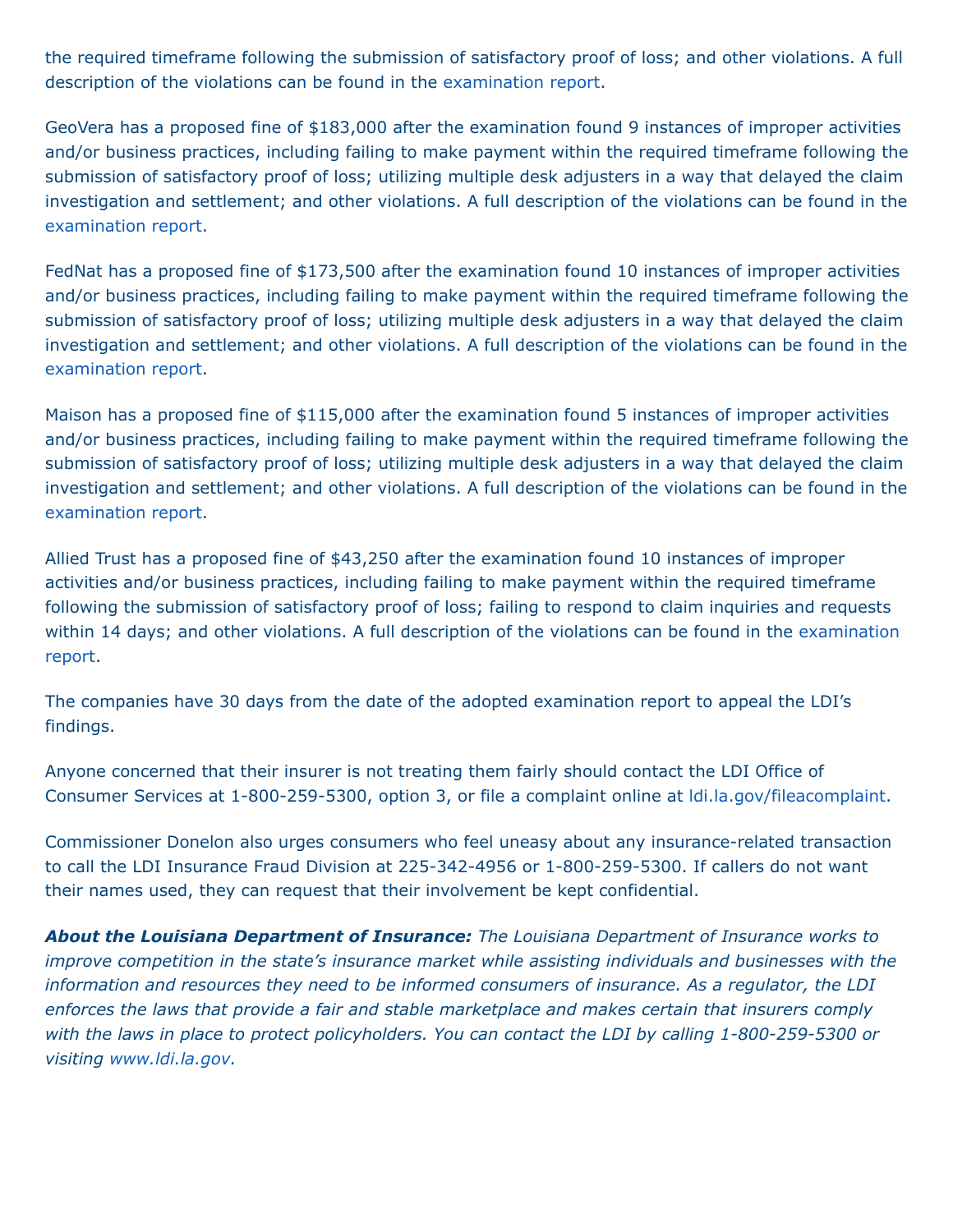the required timeframe following the submission of satisfactory proof of loss; and other violations. A full description of the violations can be found in the examination report.

GeoVera has a proposed fine of $183,000 after the examination found 9 instances of improper activities and/or business practices, including failing to make payment within the required timeframe following the submission of satisfactory proof of loss; utilizing multiple desk adjusters in a way that delayed the claim investigation and settlement; and other violations. A full description of the violations can be found in the examination report.

FedNat has a proposed fine of $173,500 after the examination found 10 instances of improper activities and/or business practices, including failing to make payment within the required timeframe following the submission of satisfactory proof of loss; utilizing multiple desk adjusters in a way that delayed the claim investigation and settlement; and other violations. A full description of the violations can be found in the examination report.

Maison has a proposed fine of $115,000 after the examination found 5 instances of improper activities and/or business practices, including failing to make payment within the required timeframe following the submission of satisfactory proof of loss; utilizing multiple desk adjusters in a way that delayed the claim investigation and settlement; and other violations. A full description of the violations can be found in the examination report.

Allied Trust has a proposed fine of $43,250 after the examination found 10 instances of improper activities and/or business practices, including failing to make payment within the required timeframe following the submission of satisfactory proof of loss; failing to respond to claim inquiries and requests within 14 days; and other violations. A full description of the violations can be found in the examination report.

The companies have 30 days from the date of the adopted examination report to appeal the LDI's findings.

Anyone concerned that their insurer is not treating them fairly should contact the LDI Office of Consumer Services at 1-800-259-5300, option 3, or file a complaint online at ldi.la.gov/fileacomplaint.

Commissioner Donelon also urges consumers who feel uneasy about any insurance-related transaction to call the LDI Insurance Fraud Division at 225-342-4956 or 1-800-259-5300. If callers do not want their names used, they can request that their involvement be kept confidential.

***About the Louisiana Department of Insurance:*** *The Louisiana Department of Insurance works to improve competition in the state's insurance market while assisting individuals and businesses with the information and resources they need to be informed consumers of insurance. As a regulator, the LDI enforces the laws that provide a fair and stable marketplace and makes certain that insurers comply with the laws in place to protect policyholders. You can contact the LDI by calling 1-800-259-5300 or visiting www.ldi.la.gov.*